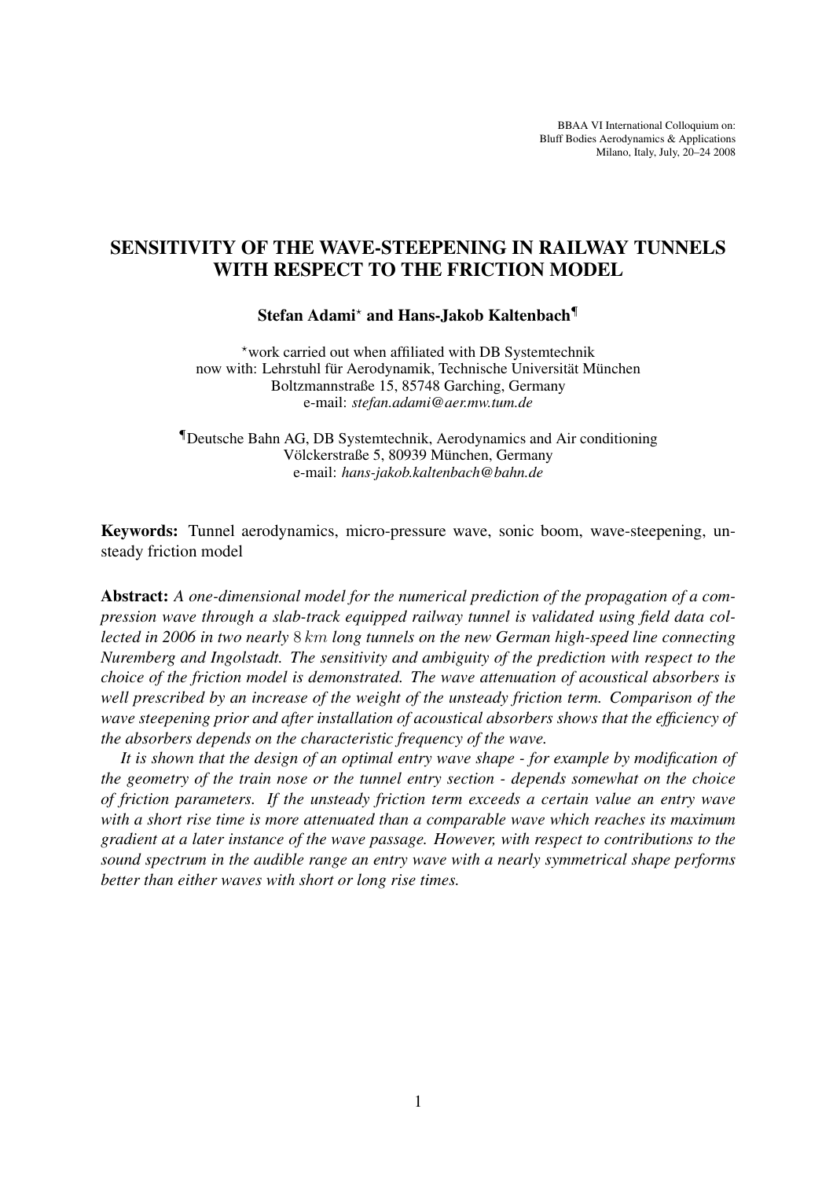BBAA VI International Colloquium on:
Bluff Bodies Aerodynamics & Applications
Milano, Italy, July, 20–24 2008

# SENSITIVITY OF THE WAVE-STEEPENING IN RAILWAY TUNNELS WITH RESPECT TO THE FRICTION MODEL

**Stefan Adami**[⋆] **and Hans-Jakob Kaltenbach**[¶]

[⋆]work carried out when affiliated with DB Systemtechnik
now with: Lehrstuhl für Aerodynamik, Technische Universität München
Boltzmannstraße 15, 85748 Garching, Germany
e-mail: *stefan.adami@aer.mw.tum.de*

[¶]Deutsche Bahn AG, DB Systemtechnik, Aerodynamics and Air conditioning
Völckerstraße 5, 80939 München, Germany
e-mail: *hans-jakob.kaltenbach@bahn.de*

**Keywords:** Tunnel aerodynamics, micro-pressure wave, sonic boom, wave-steepening, unsteady friction model

**Abstract:** *A one-dimensional model for the numerical prediction of the propagation of a compression wave through a slab-track equipped railway tunnel is validated using field data collected in 2006 in two nearly $8\,km$ long tunnels on the new German high-speed line connecting Nuremberg and Ingolstadt. The sensitivity and ambiguity of the prediction with respect to the choice of the friction model is demonstrated. The wave attenuation of acoustical absorbers is well prescribed by an increase of the weight of the unsteady friction term. Comparison of the wave steepening prior and after installation of acoustical absorbers shows that the efficiency of the absorbers depends on the characteristic frequency of the wave.*

*It is shown that the design of an optimal entry wave shape - for example by modification of the geometry of the train nose or the tunnel entry section - depends somewhat on the choice of friction parameters. If the unsteady friction term exceeds a certain value an entry wave with a short rise time is more attenuated than a comparable wave which reaches its maximum gradient at a later instance of the wave passage. However, with respect to contributions to the sound spectrum in the audible range an entry wave with a nearly symmetrical shape performs better than either waves with short or long rise times.*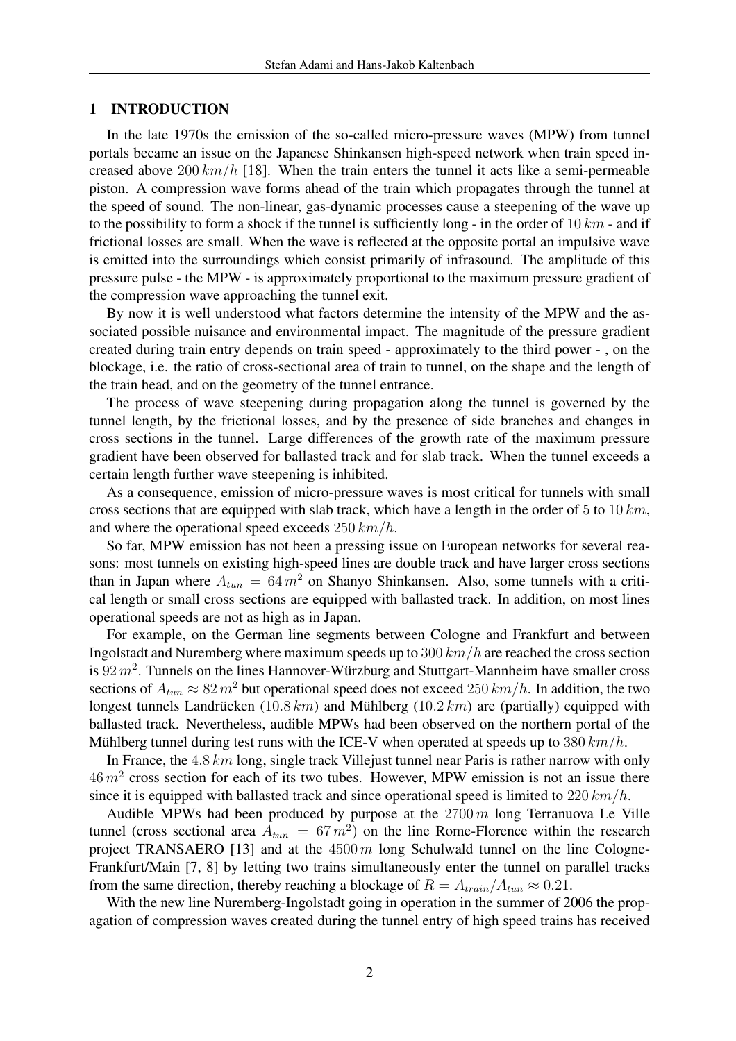## 1 INTRODUCTION

In the late 1970s the emission of the so-called micro-pressure waves (MPW) from tunnel portals became an issue on the Japanese Shinkansen high-speed network when train speed increased above $200\,km/h$ [18]. When the train enters the tunnel it acts like a semi-permeable piston. A compression wave forms ahead of the train which propagates through the tunnel at the speed of sound. The non-linear, gas-dynamic processes cause a steepening of the wave up to the possibility to form a shock if the tunnel is sufficiently long - in the order of $10\,km$ - and if frictional losses are small. When the wave is reflected at the opposite portal an impulsive wave is emitted into the surroundings which consist primarily of infrasound. The amplitude of this pressure pulse - the MPW - is approximately proportional to the maximum pressure gradient of the compression wave approaching the tunnel exit.

By now it is well understood what factors determine the intensity of the MPW and the associated possible nuisance and environmental impact. The magnitude of the pressure gradient created during train entry depends on train speed - approximately to the third power - , on the blockage, i.e. the ratio of cross-sectional area of train to tunnel, on the shape and the length of the train head, and on the geometry of the tunnel entrance.

The process of wave steepening during propagation along the tunnel is governed by the tunnel length, by the frictional losses, and by the presence of side branches and changes in cross sections in the tunnel. Large differences of the growth rate of the maximum pressure gradient have been observed for ballasted track and for slab track. When the tunnel exceeds a certain length further wave steepening is inhibited.

As a consequence, emission of micro-pressure waves is most critical for tunnels with small cross sections that are equipped with slab track, which have a length in the order of 5 to $10\,km$, and where the operational speed exceeds $250\,km/h$.

So far, MPW emission has not been a pressing issue on European networks for several reasons: most tunnels on existing high-speed lines are double track and have larger cross sections than in Japan where $A_{tun} = 64\,m^2$ on Shanyo Shinkansen. Also, some tunnels with a critical length or small cross sections are equipped with ballasted track. In addition, on most lines operational speeds are not as high as in Japan.

For example, on the German line segments between Cologne and Frankfurt and between Ingolstadt and Nuremberg where maximum speeds up to $300\,km/h$ are reached the cross section is $92\,m^2$. Tunnels on the lines Hannover-Würzburg and Stuttgart-Mannheim have smaller cross sections of $A_{tun} \approx 82\,m^2$ but operational speed does not exceed $250\,km/h$. In addition, the two longest tunnels Landrücken ($10.8\,km$) and Mühlberg ($10.2\,km$) are (partially) equipped with ballasted track. Nevertheless, audible MPWs had been observed on the northern portal of the Mühlberg tunnel during test runs with the ICE-V when operated at speeds up to $380\,km/h$.

In France, the $4.8\,km$ long, single track Villejust tunnel near Paris is rather narrow with only $46\,m^2$ cross section for each of its two tubes. However, MPW emission is not an issue there since it is equipped with ballasted track and since operational speed is limited to $220\,km/h$.

Audible MPWs had been produced by purpose at the $2700\,m$ long Terranuova Le Ville tunnel (cross sectional area $A_{tun} = 67\,m^2$) on the line Rome-Florence within the research project TRANSAERO [13] and at the $4500\,m$ long Schulwald tunnel on the line Cologne-Frankfurt/Main [7, 8] by letting two trains simultaneously enter the tunnel on parallel tracks from the same direction, thereby reaching a blockage of $R = A_{train}/A_{tun} \approx 0.21$.

With the new line Nuremberg-Ingolstadt going in operation in the summer of 2006 the propagation of compression waves created during the tunnel entry of high speed trains has received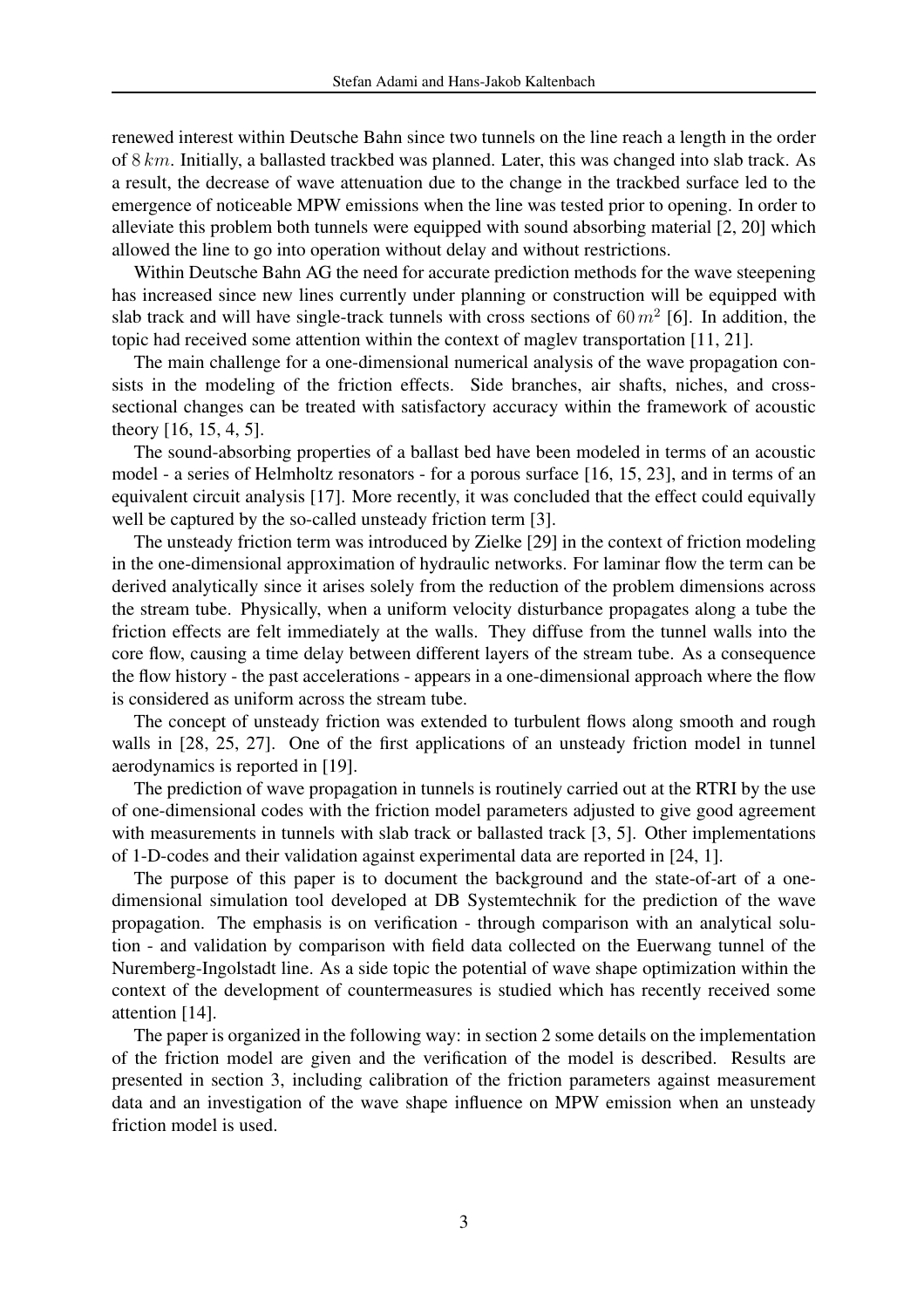renewed interest within Deutsche Bahn since two tunnels on the line reach a length in the order of $8\,km$. Initially, a ballasted trackbed was planned. Later, this was changed into slab track. As a result, the decrease of wave attenuation due to the change in the trackbed surface led to the emergence of noticeable MPW emissions when the line was tested prior to opening. In order to alleviate this problem both tunnels were equipped with sound absorbing material [2, 20] which allowed the line to go into operation without delay and without restrictions.

Within Deutsche Bahn AG the need for accurate prediction methods for the wave steepening has increased since new lines currently under planning or construction will be equipped with slab track and will have single-track tunnels with cross sections of $60\,m^2$ [6]. In addition, the topic had received some attention within the context of maglev transportation [11, 21].

The main challenge for a one-dimensional numerical analysis of the wave propagation consists in the modeling of the friction effects. Side branches, air shafts, niches, and cross-sectional changes can be treated with satisfactory accuracy within the framework of acoustic theory [16, 15, 4, 5].

The sound-absorbing properties of a ballast bed have been modeled in terms of an acoustic model - a series of Helmholtz resonators - for a porous surface [16, 15, 23], and in terms of an equivalent circuit analysis [17]. More recently, it was concluded that the effect could equivally well be captured by the so-called unsteady friction term [3].

The unsteady friction term was introduced by Zielke [29] in the context of friction modeling in the one-dimensional approximation of hydraulic networks. For laminar flow the term can be derived analytically since it arises solely from the reduction of the problem dimensions across the stream tube. Physically, when a uniform velocity disturbance propagates along a tube the friction effects are felt immediately at the walls. They diffuse from the tunnel walls into the core flow, causing a time delay between different layers of the stream tube. As a consequence the flow history - the past accelerations - appears in a one-dimensional approach where the flow is considered as uniform across the stream tube.

The concept of unsteady friction was extended to turbulent flows along smooth and rough walls in [28, 25, 27]. One of the first applications of an unsteady friction model in tunnel aerodynamics is reported in [19].

The prediction of wave propagation in tunnels is routinely carried out at the RTRI by the use of one-dimensional codes with the friction model parameters adjusted to give good agreement with measurements in tunnels with slab track or ballasted track [3, 5]. Other implementations of 1-D-codes and their validation against experimental data are reported in [24, 1].

The purpose of this paper is to document the background and the state-of-art of a one-dimensional simulation tool developed at DB Systemtechnik for the prediction of the wave propagation. The emphasis is on verification - through comparison with an analytical solution - and validation by comparison with field data collected on the Euerwang tunnel of the Nuremberg-Ingolstadt line. As a side topic the potential of wave shape optimization within the context of the development of countermeasures is studied which has recently received some attention [14].

The paper is organized in the following way: in section 2 some details on the implementation of the friction model are given and the verification of the model is described. Results are presented in section 3, including calibration of the friction parameters against measurement data and an investigation of the wave shape influence on MPW emission when an unsteady friction model is used.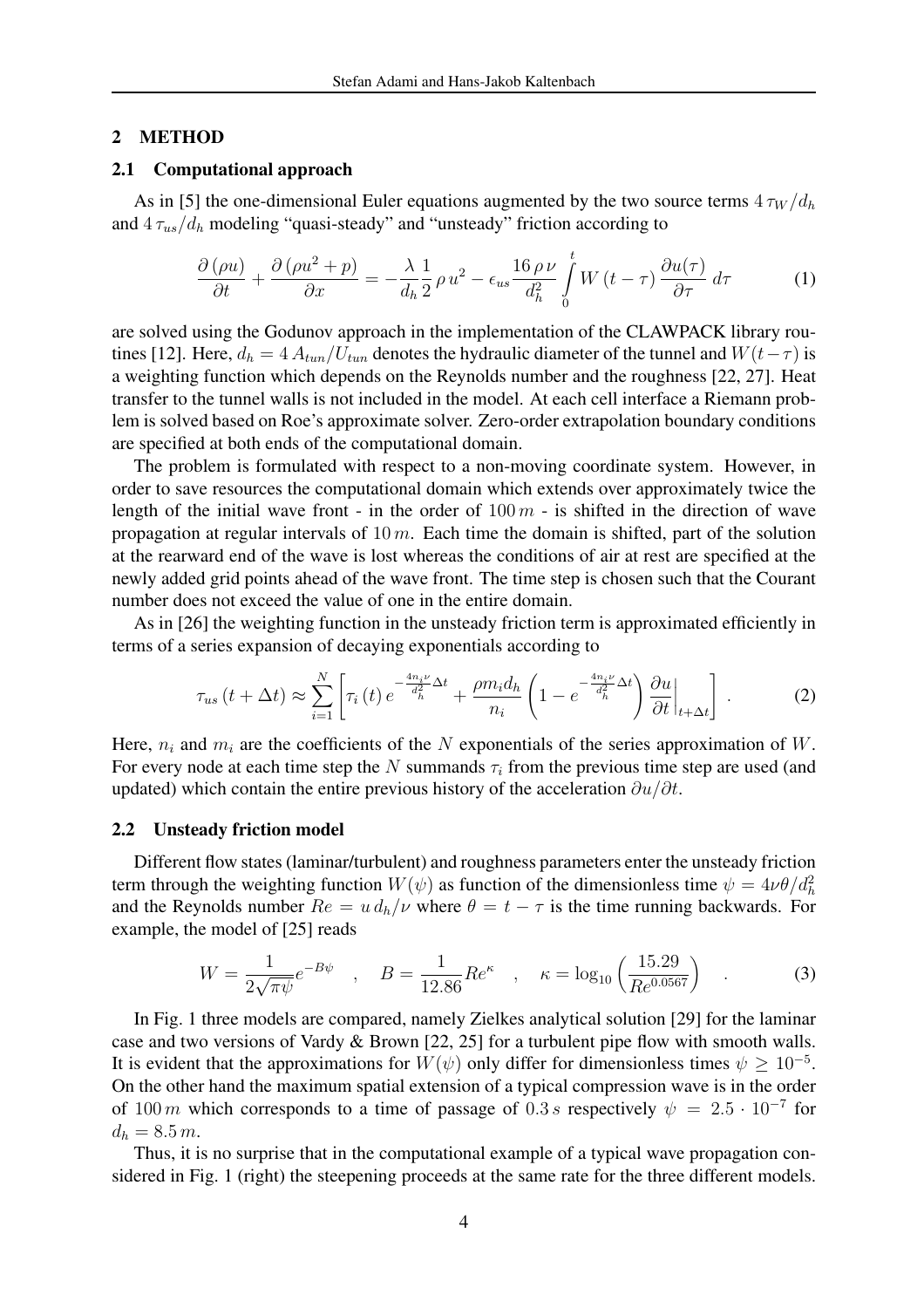## 2 METHOD

### 2.1 Computational approach

As in [5] the one-dimensional Euler equations augmented by the two source terms $4\,\tau_W/d_h$ and $4\,\tau_{us}/d_h$ modeling "quasi-steady" and "unsteady" friction according to

$$\frac{\partial\,(\rho u)}{\partial t} + \frac{\partial\,(\rho u^2 + p)}{\partial x} = -\frac{\lambda}{d_h}\frac{1}{2}\,\rho\,u^2 - \epsilon_{us}\frac{16\,\rho\,\nu}{d_h^2}\int\limits_0^t W\,(t-\tau)\,\frac{\partial u(\tau)}{\partial \tau}\,d\tau \tag{1}$$

are solved using the Godunov approach in the implementation of the CLAWPACK library routines [12]. Here, $d_h = 4\,A_{tun}/U_{tun}$ denotes the hydraulic diameter of the tunnel and $W(t-\tau)$ is a weighting function which depends on the Reynolds number and the roughness [22, 27]. Heat transfer to the tunnel walls is not included in the model. At each cell interface a Riemann problem is solved based on Roe's approximate solver. Zero-order extrapolation boundary conditions are specified at both ends of the computational domain.

The problem is formulated with respect to a non-moving coordinate system. However, in order to save resources the computational domain which extends over approximately twice the length of the initial wave front - in the order of $100\,m$ - is shifted in the direction of wave propagation at regular intervals of $10\,m$. Each time the domain is shifted, part of the solution at the rearward end of the wave is lost whereas the conditions of air at rest are specified at the newly added grid points ahead of the wave front. The time step is chosen such that the Courant number does not exceed the value of one in the entire domain.

As in [26] the weighting function in the unsteady friction term is approximated efficiently in terms of a series expansion of decaying exponentials according to

$$\tau_{us}\,(t+\Delta t) \approx \sum_{i=1}^{N}\left[\tau_i\,(t)\,e^{-\frac{4n_i\nu}{d_h^2}\Delta t} + \frac{\rho m_i d_h}{n_i}\left(1 - e^{-\frac{4n_i\nu}{d_h^2}\Delta t}\right)\frac{\partial u}{\partial t}\bigg|_{t+\Delta t}\right]\,. \tag{2}$$

Here, $n_i$ and $m_i$ are the coefficients of the $N$ exponentials of the series approximation of $W$. For every node at each time step the $N$ summands $\tau_i$ from the previous time step are used (and updated) which contain the entire previous history of the acceleration $\partial u/\partial t$.

### 2.2 Unsteady friction model

Different flow states (laminar/turbulent) and roughness parameters enter the unsteady friction term through the weighting function $W(\psi)$ as function of the dimensionless time $\psi = 4\nu\theta/d_h^2$ and the Reynolds number $Re = u\,d_h/\nu$ where $\theta = t - \tau$ is the time running backwards. For example, the model of [25] reads

$$W = \frac{1}{2\sqrt{\pi\psi}}e^{-B\psi} \quad , \quad B = \frac{1}{12.86}Re^{\kappa} \quad , \quad \kappa = \log_{10}\left(\frac{15.29}{Re^{0.0567}}\right) \quad . \tag{3}$$

In Fig. 1 three models are compared, namely Zielkes analytical solution [29] for the laminar case and two versions of Vardy & Brown [22, 25] for a turbulent pipe flow with smooth walls. It is evident that the approximations for $W(\psi)$ only differ for dimensionless times $\psi \geq 10^{-5}$. On the other hand the maximum spatial extension of a typical compression wave is in the order of $100\,m$ which corresponds to a time of passage of $0.3\,s$ respectively $\psi = 2.5 \cdot 10^{-7}$ for $d_h = 8.5\,m$.

Thus, it is no surprise that in the computational example of a typical wave propagation considered in Fig. 1 (right) the steepening proceeds at the same rate for the three different models.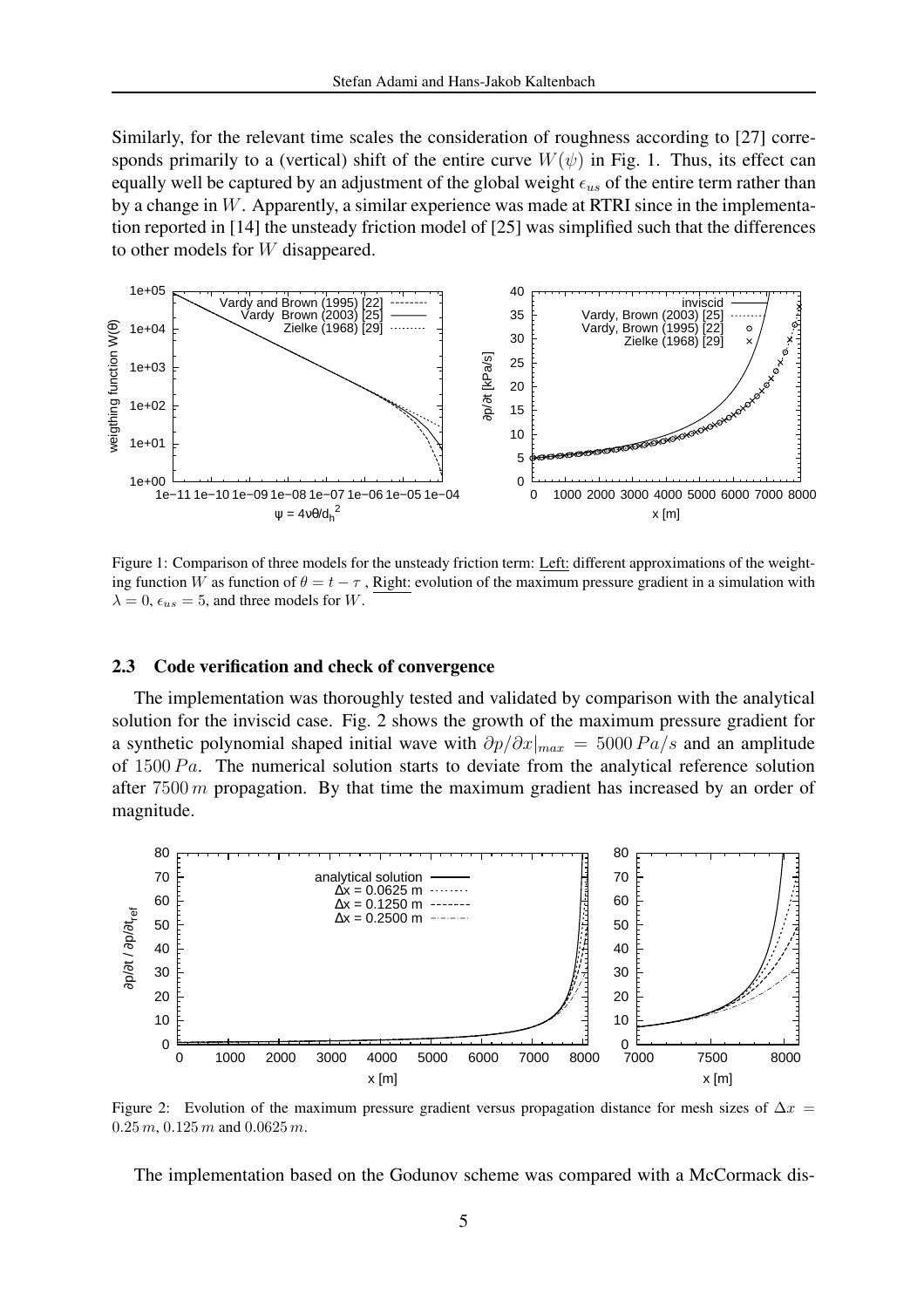Similarly, for the relevant time scales the consideration of roughness according to [27] corresponds primarily to a (vertical) shift of the entire curve $W(\psi)$ in Fig. 1. Thus, its effect can equally well be captured by an adjustment of the global weight $\epsilon_{us}$ of the entire term rather than by a change in $W$. Apparently, a similar experience was made at RTRI since in the implementation reported in [14] the unsteady friction model of [25] was simplified such that the differences to other models for $W$ disappeared.

Figure 1: Comparison of three models for the unsteady friction term: Left: different approximations of the weighting function $W$ as function of $\theta = t - \tau$ , Right: evolution of the maximum pressure gradient in a simulation with $\lambda = 0$, $\epsilon_{us} = 5$, and three models for $W$.

### 2.3 Code verification and check of convergence

The implementation was thoroughly tested and validated by comparison with the analytical solution for the inviscid case. Fig. 2 shows the growth of the maximum pressure gradient for a synthetic polynomial shaped initial wave with $\partial p/\partial x|_{max} = 5000\,Pa/s$ and an amplitude of $1500\,Pa$. The numerical solution starts to deviate from the analytical reference solution after $7500\,m$ propagation. By that time the maximum gradient has increased by an order of magnitude.

Figure 2: Evolution of the maximum pressure gradient versus propagation distance for mesh sizes of $\Delta x = 0.25\,m$, $0.125\,m$ and $0.0625\,m$.

The implementation based on the Godunov scheme was compared with a McCormack dis-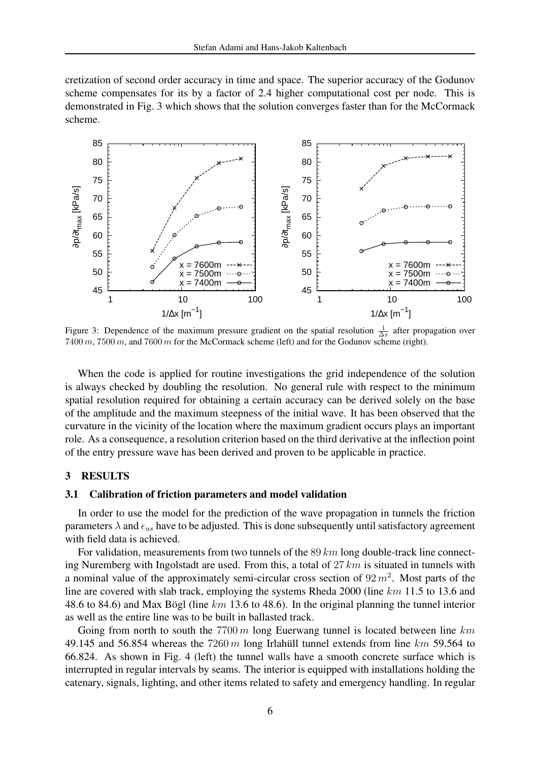cretization of second order accuracy in time and space. The superior accuracy of the Godunov scheme compensates for its by a factor of 2.4 higher computational cost per node. This is demonstrated in Fig. 3 which shows that the solution converges faster than for the McCormack scheme.

Figure 3: Dependence of the maximum pressure gradient on the spatial resolution $\frac{1}{\Delta x}$ after propagation over $7400\,m$, $7500\,m$, and $7600\,m$ for the McCormack scheme (left) and for the Godunov scheme (right).

When the code is applied for routine investigations the grid independence of the solution is always checked by doubling the resolution. No general rule with respect to the minimum spatial resolution required for obtaining a certain accuracy can be derived solely on the base of the amplitude and the maximum steepness of the initial wave. It has been observed that the curvature in the vicinity of the location where the maximum gradient occurs plays an important role. As a consequence, a resolution criterion based on the third derivative at the inflection point of the entry pressure wave has been derived and proven to be applicable in practice.

## 3 RESULTS

### 3.1 Calibration of friction parameters and model validation

In order to use the model for the prediction of the wave propagation in tunnels the friction parameters $\lambda$ and $\epsilon_{us}$ have to be adjusted. This is done subsequently until satisfactory agreement with field data is achieved.

For validation, measurements from two tunnels of the $89\,km$ long double-track line connecting Nuremberg with Ingolstadt are used. From this, a total of $27\,km$ is situated in tunnels with a nominal value of the approximately semi-circular cross section of $92\,m^2$. Most parts of the line are covered with slab track, employing the systems Rheda 2000 (line $km$ 11.5 to 13.6 and 48.6 to 84.6) and Max Bögl (line $km$ 13.6 to 48.6). In the original planning the tunnel interior as well as the entire line was to be built in ballasted track.

Going from north to south the $7700\,m$ long Euerwang tunnel is located between line $km$ 49.145 and 56.854 whereas the $7260\,m$ long Irlahüll tunnel extends from line $km$ 59.564 to 66.824. As shown in Fig. 4 (left) the tunnel walls have a smooth concrete surface which is interrupted in regular intervals by seams. The interior is equipped with installations holding the catenary, signals, lighting, and other items related to safety and emergency handling. In regular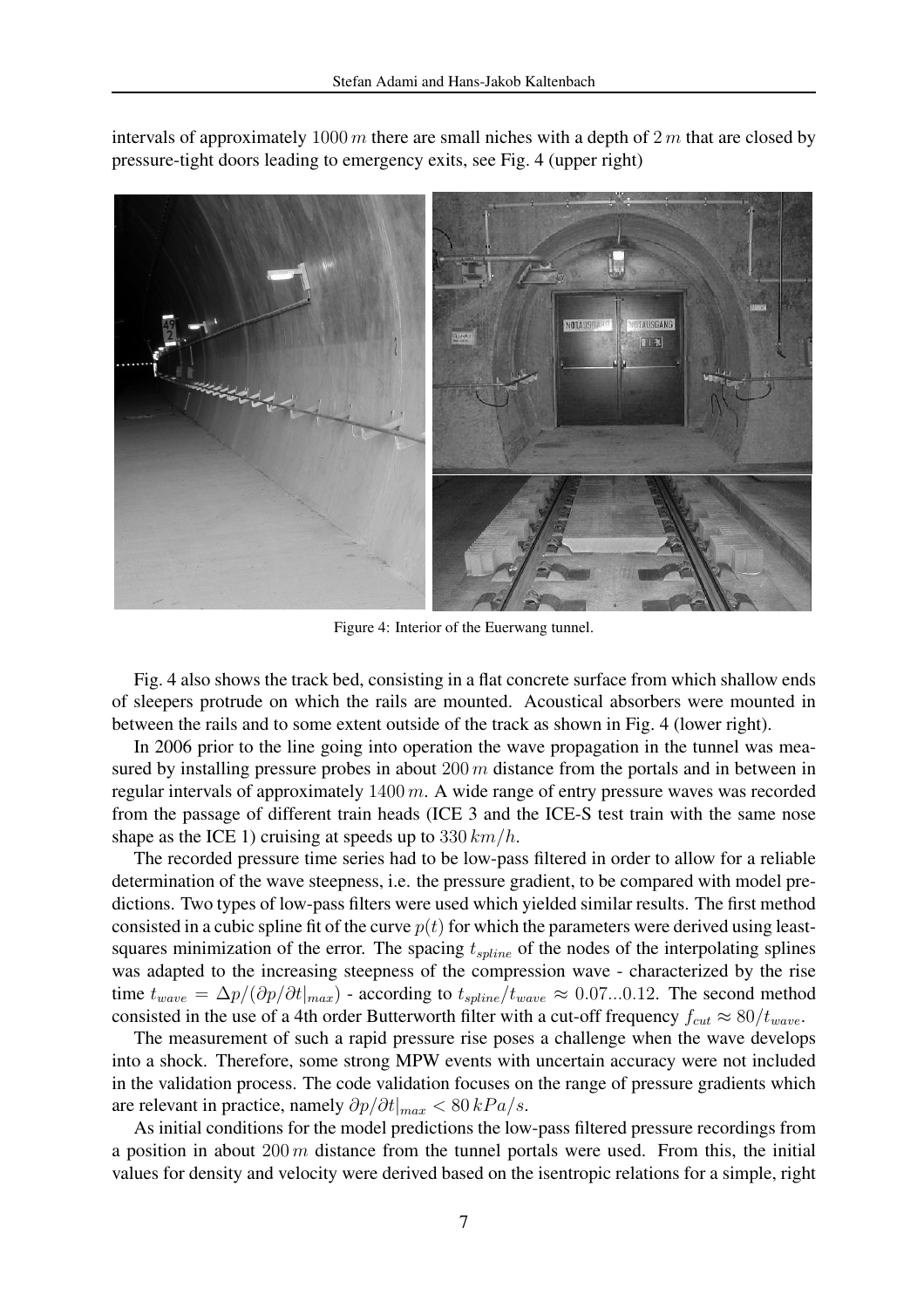intervals of approximately $1000\,m$ there are small niches with a depth of $2\,m$ that are closed by pressure-tight doors leading to emergency exits, see Fig. 4 (upper right)

Figure 4: Interior of the Euerwang tunnel.

Fig. 4 also shows the track bed, consisting in a flat concrete surface from which shallow ends of sleepers protrude on which the rails are mounted. Acoustical absorbers were mounted in between the rails and to some extent outside of the track as shown in Fig. 4 (lower right).

In 2006 prior to the line going into operation the wave propagation in the tunnel was measured by installing pressure probes in about $200\,m$ distance from the portals and in between in regular intervals of approximately $1400\,m$. A wide range of entry pressure waves was recorded from the passage of different train heads (ICE 3 and the ICE-S test train with the same nose shape as the ICE 1) cruising at speeds up to $330\,km/h$.

The recorded pressure time series had to be low-pass filtered in order to allow for a reliable determination of the wave steepness, i.e. the pressure gradient, to be compared with model predictions. Two types of low-pass filters were used which yielded similar results. The first method consisted in a cubic spline fit of the curve $p(t)$ for which the parameters were derived using least-squares minimization of the error. The spacing $t_{spline}$ of the nodes of the interpolating splines was adapted to the increasing steepness of the compression wave - characterized by the rise time $t_{wave} = \Delta p/(\partial p/\partial t|_{max})$ - according to $t_{spline}/t_{wave} \approx 0.07...0.12$. The second method consisted in the use of a 4th order Butterworth filter with a cut-off frequency $f_{cut} \approx 80/t_{wave}$.

The measurement of such a rapid pressure rise poses a challenge when the wave develops into a shock. Therefore, some strong MPW events with uncertain accuracy were not included in the validation process. The code validation focuses on the range of pressure gradients which are relevant in practice, namely $\partial p/\partial t|_{max} < 80\,kPa/s$.

As initial conditions for the model predictions the low-pass filtered pressure recordings from a position in about $200\,m$ distance from the tunnel portals were used. From this, the initial values for density and velocity were derived based on the isentropic relations for a simple, right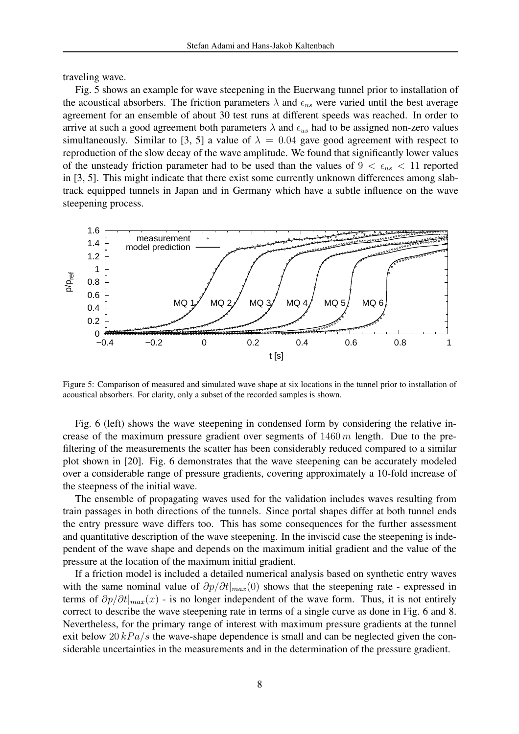traveling wave.

Fig. 5 shows an example for wave steepening in the Euerwang tunnel prior to installation of the acoustical absorbers. The friction parameters $\lambda$ and $\epsilon_{us}$ were varied until the best average agreement for an ensemble of about 30 test runs at different speeds was reached. In order to arrive at such a good agreement both parameters $\lambda$ and $\epsilon_{us}$ had to be assigned non-zero values simultaneously. Similar to [3, 5] a value of $\lambda = 0.04$ gave good agreement with respect to reproduction of the slow decay of the wave amplitude. We found that significantly lower values of the unsteady friction parameter had to be used than the values of $9 < \epsilon_{us} < 11$ reported in [3, 5]. This might indicate that there exist some currently unknown differences among slab-track equipped tunnels in Japan and in Germany which have a subtle influence on the wave steepening process.

Figure 5: Comparison of measured and simulated wave shape at six locations in the tunnel prior to installation of acoustical absorbers. For clarity, only a subset of the recorded samples is shown.

Fig. 6 (left) shows the wave steepening in condensed form by considering the relative increase of the maximum pressure gradient over segments of $1460\,m$ length. Due to the pre-filtering of the measurements the scatter has been considerably reduced compared to a similar plot shown in [20]. Fig. 6 demonstrates that the wave steepening can be accurately modeled over a considerable range of pressure gradients, covering approximately a 10-fold increase of the steepness of the initial wave.

The ensemble of propagating waves used for the validation includes waves resulting from train passages in both directions of the tunnels. Since portal shapes differ at both tunnel ends the entry pressure wave differs too. This has some consequences for the further assessment and quantitative description of the wave steepening. In the inviscid case the steepening is independent of the wave shape and depends on the maximum initial gradient and the value of the pressure at the location of the maximum initial gradient.

If a friction model is included a detailed numerical analysis based on synthetic entry waves with the same nominal value of $\partial p/\partial t|_{max}(0)$ shows that the steepening rate - expressed in terms of $\partial p/\partial t|_{max}(x)$ - is no longer independent of the wave form. Thus, it is not entirely correct to describe the wave steepening rate in terms of a single curve as done in Fig. 6 and 8. Nevertheless, for the primary range of interest with maximum pressure gradients at the tunnel exit below $20\,kPa/s$ the wave-shape dependence is small and can be neglected given the considerable uncertainties in the measurements and in the determination of the pressure gradient.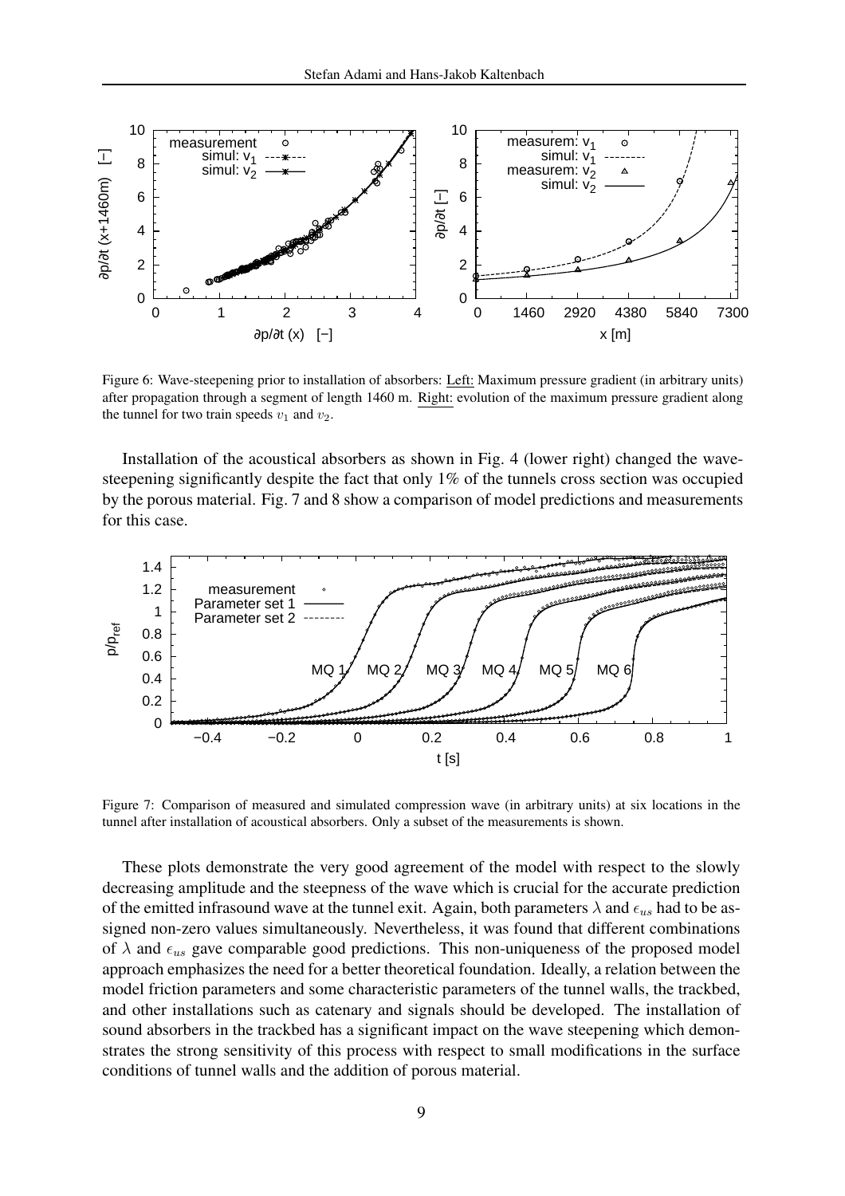Figure 6: Wave-steepening prior to installation of absorbers: Left: Maximum pressure gradient (in arbitrary units) after propagation through a segment of length 1460 m. Right: evolution of the maximum pressure gradient along the tunnel for two train speeds $v_1$ and $v_2$.

Installation of the acoustical absorbers as shown in Fig. 4 (lower right) changed the wave-steepening significantly despite the fact that only 1% of the tunnels cross section was occupied by the porous material. Fig. 7 and 8 show a comparison of model predictions and measurements for this case.

Figure 7: Comparison of measured and simulated compression wave (in arbitrary units) at six locations in the tunnel after installation of acoustical absorbers. Only a subset of the measurements is shown.

These plots demonstrate the very good agreement of the model with respect to the slowly decreasing amplitude and the steepness of the wave which is crucial for the accurate prediction of the emitted infrasound wave at the tunnel exit. Again, both parameters $\lambda$ and $\epsilon_{us}$ had to be assigned non-zero values simultaneously. Nevertheless, it was found that different combinations of $\lambda$ and $\epsilon_{us}$ gave comparable good predictions. This non-uniqueness of the proposed model approach emphasizes the need for a better theoretical foundation. Ideally, a relation between the model friction parameters and some characteristic parameters of the tunnel walls, the trackbed, and other installations such as catenary and signals should be developed. The installation of sound absorbers in the trackbed has a significant impact on the wave steepening which demonstrates the strong sensitivity of this process with respect to small modifications in the surface conditions of tunnel walls and the addition of porous material.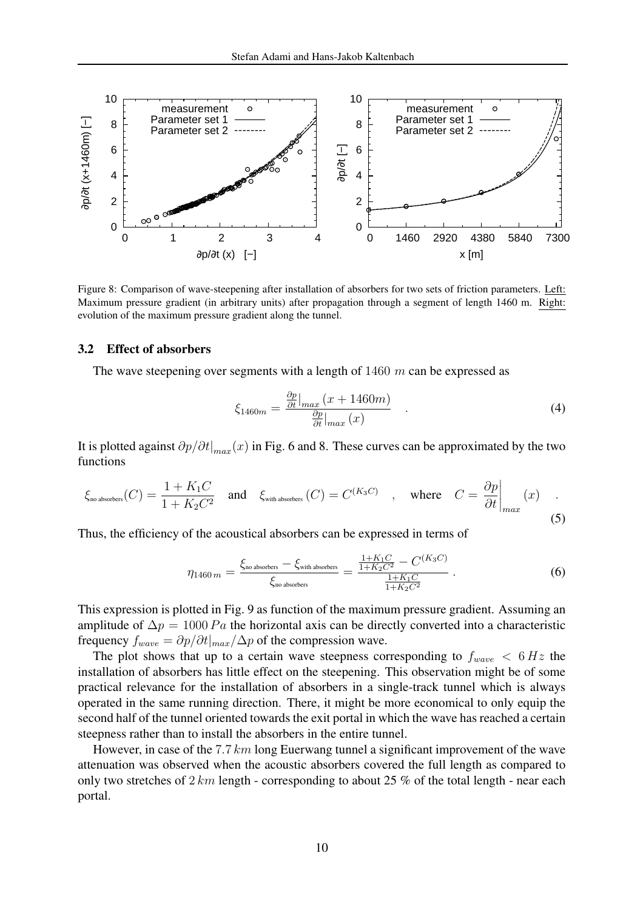Figure 8: Comparison of wave-steepening after installation of absorbers for two sets of friction parameters. Left: Maximum pressure gradient (in arbitrary units) after propagation through a segment of length 1460 m. Right: evolution of the maximum pressure gradient along the tunnel.

### 3.2 Effect of absorbers

The wave steepening over segments with a length of $1460\ m$ can be expressed as

$$\xi_{1460m} = \frac{\frac{\partial p}{\partial t}|_{max}(x + 1460m)}{\frac{\partial p}{\partial t}|_{max}(x)} \quad . \tag{4}$$

It is plotted against $\partial p/\partial t|_{max}(x)$ in Fig. 6 and 8. These curves can be approximated by the two functions

$$\xi_{\text{no absorbers}}(C) = \frac{1 + K_1 C}{1 + K_2 C^2} \quad \text{and} \quad \xi_{\text{with absorbers}}(C) = C^{(K_3 C)} \quad , \quad \text{where} \quad C = \left.\frac{\partial p}{\partial t}\right|_{max}(x) \quad . \tag{5}$$

Thus, the efficiency of the acoustical absorbers can be expressed in terms of

$$\eta_{1460\,m} = \frac{\xi_{\text{no absorbers}} - \xi_{\text{with absorbers}}}{\xi_{\text{no absorbers}}} = \frac{\frac{1+K_1 C}{1+K_2 C^2} - C^{(K_3 C)}}{\frac{1+K_1 C}{1+K_2 C^2}} \ . \tag{6}$$

This expression is plotted in Fig. 9 as function of the maximum pressure gradient. Assuming an amplitude of $\Delta p = 1000\ Pa$ the horizontal axis can be directly converted into a characteristic frequency $f_{wave} = \partial p/\partial t|_{max}/\Delta p$ of the compression wave.

The plot shows that up to a certain wave steepness corresponding to $f_{wave} < 6\ Hz$ the installation of absorbers has little effect on the steepening. This observation might be of some practical relevance for the installation of absorbers in a single-track tunnel which is always operated in the same running direction. There, it might be more economical to only equip the second half of the tunnel oriented towards the exit portal in which the wave has reached a certain steepness rather than to install the absorbers in the entire tunnel.

However, in case of the $7.7\ km$ long Euerwang tunnel a significant improvement of the wave attenuation was observed when the acoustic absorbers covered the full length as compared to only two stretches of $2\ km$ length - corresponding to about 25 % of the total length - near each portal.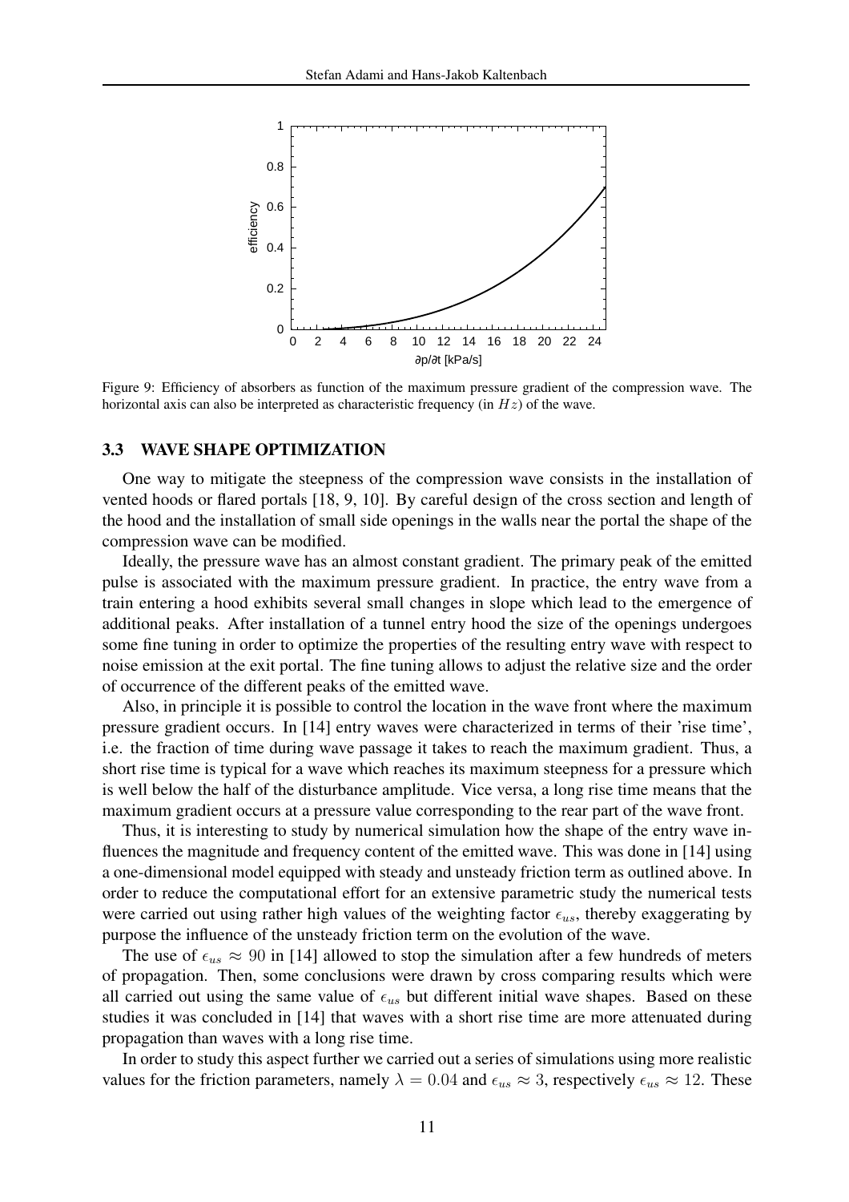Figure 9: Efficiency of absorbers as function of the maximum pressure gradient of the compression wave. The horizontal axis can also be interpreted as characteristic frequency (in $Hz$) of the wave.

### 3.3 WAVE SHAPE OPTIMIZATION

One way to mitigate the steepness of the compression wave consists in the installation of vented hoods or flared portals [18, 9, 10]. By careful design of the cross section and length of the hood and the installation of small side openings in the walls near the portal the shape of the compression wave can be modified.

Ideally, the pressure wave has an almost constant gradient. The primary peak of the emitted pulse is associated with the maximum pressure gradient. In practice, the entry wave from a train entering a hood exhibits several small changes in slope which lead to the emergence of additional peaks. After installation of a tunnel entry hood the size of the openings undergoes some fine tuning in order to optimize the properties of the resulting entry wave with respect to noise emission at the exit portal. The fine tuning allows to adjust the relative size and the order of occurrence of the different peaks of the emitted wave.

Also, in principle it is possible to control the location in the wave front where the maximum pressure gradient occurs. In [14] entry waves were characterized in terms of their 'rise time', i.e. the fraction of time during wave passage it takes to reach the maximum gradient. Thus, a short rise time is typical for a wave which reaches its maximum steepness for a pressure which is well below the half of the disturbance amplitude. Vice versa, a long rise time means that the maximum gradient occurs at a pressure value corresponding to the rear part of the wave front.

Thus, it is interesting to study by numerical simulation how the shape of the entry wave influences the magnitude and frequency content of the emitted wave. This was done in [14] using a one-dimensional model equipped with steady and unsteady friction term as outlined above. In order to reduce the computational effort for an extensive parametric study the numerical tests were carried out using rather high values of the weighting factor $\epsilon_{us}$, thereby exaggerating by purpose the influence of the unsteady friction term on the evolution of the wave.

The use of $\epsilon_{us} \approx 90$ in [14] allowed to stop the simulation after a few hundreds of meters of propagation. Then, some conclusions were drawn by cross comparing results which were all carried out using the same value of $\epsilon_{us}$ but different initial wave shapes. Based on these studies it was concluded in [14] that waves with a short rise time are more attenuated during propagation than waves with a long rise time.

In order to study this aspect further we carried out a series of simulations using more realistic values for the friction parameters, namely $\lambda = 0.04$ and $\epsilon_{us} \approx 3$, respectively $\epsilon_{us} \approx 12$. These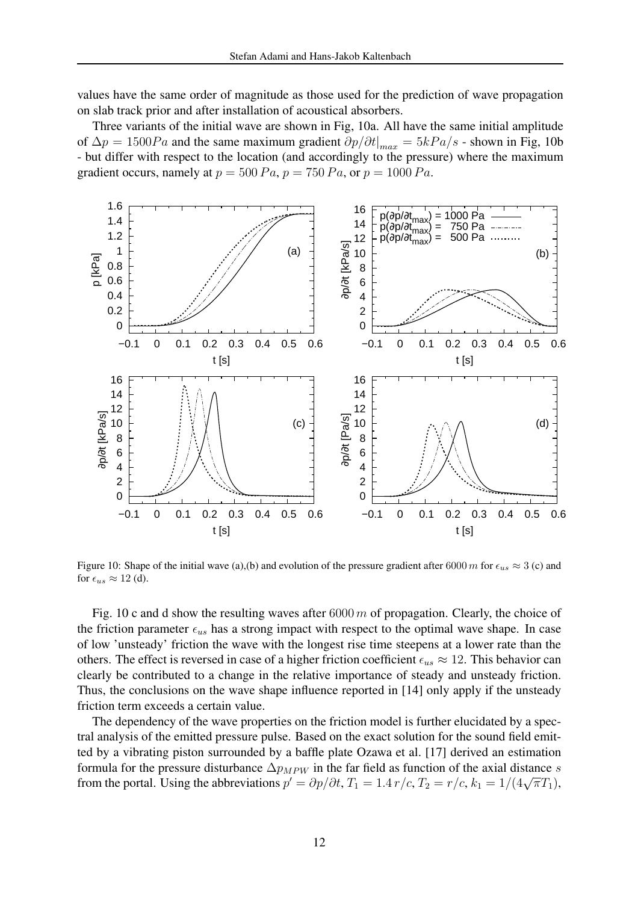values have the same order of magnitude as those used for the prediction of wave propagation on slab track prior and after installation of acoustical absorbers.

Three variants of the initial wave are shown in Fig, 10a. All have the same initial amplitude of $\Delta p = 1500 Pa$ and the same maximum gradient $\partial p/\partial t|_{max} = 5kPa/s$ - shown in Fig, 10b - but differ with respect to the location (and accordingly to the pressure) where the maximum gradient occurs, namely at $p = 500\,Pa$, $p = 750\,Pa$, or $p = 1000\,Pa$.

Figure 10: Shape of the initial wave (a),(b) and evolution of the pressure gradient after $6000\,m$ for $\epsilon_{us} \approx 3$ (c) and for $\epsilon_{us} \approx 12$ (d).

Fig. 10 c and d show the resulting waves after $6000\,m$ of propagation. Clearly, the choice of the friction parameter $\epsilon_{us}$ has a strong impact with respect to the optimal wave shape. In case of low 'unsteady' friction the wave with the longest rise time steepens at a lower rate than the others. The effect is reversed in case of a higher friction coefficient $\epsilon_{us} \approx 12$. This behavior can clearly be contributed to a change in the relative importance of steady and unsteady friction. Thus, the conclusions on the wave shape influence reported in [14] only apply if the unsteady friction term exceeds a certain value.

The dependency of the wave properties on the friction model is further elucidated by a spectral analysis of the emitted pressure pulse. Based on the exact solution for the sound field emitted by a vibrating piston surrounded by a baffle plate Ozawa et al. [17] derived an estimation formula for the pressure disturbance $\Delta p_{MPW}$ in the far field as function of the axial distance $s$ from the portal. Using the abbreviations $p' = \partial p/\partial t$, $T_1 = 1.4\,r/c$, $T_2 = r/c$, $k_1 = 1/(4\sqrt{\pi}T_1)$,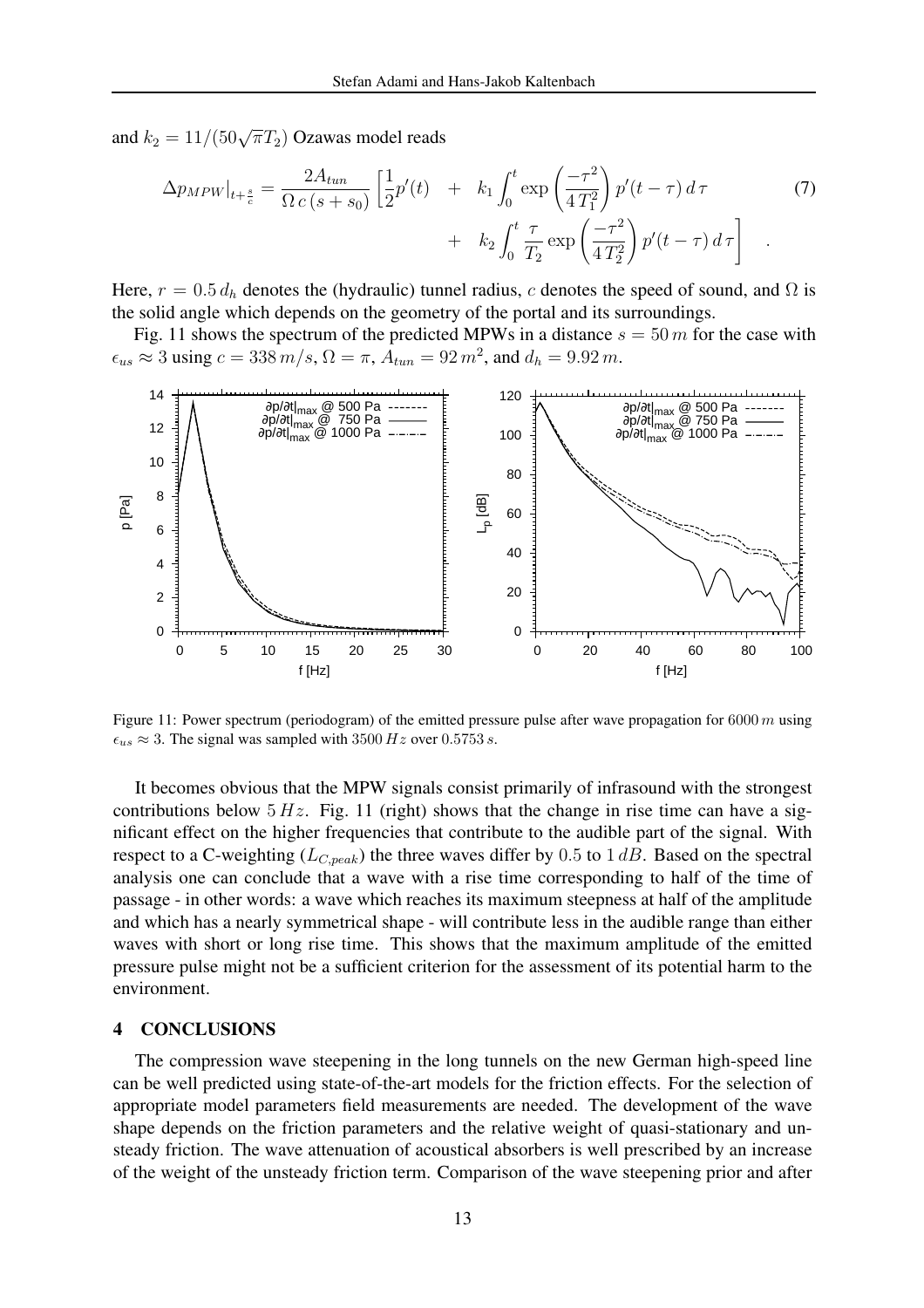and $k_2 = 11/(50\sqrt{\pi}T_2)$ Ozawas model reads

$$\Delta p_{MPW}|_{t+\frac{s}{c}} = \frac{2A_{tun}}{\Omega\, c\,(s+s_0)} \left[\frac{1}{2}p'(t) \quad + \quad k_1 \int_0^t \exp\left(\frac{-\tau^2}{4\,T_1^2}\right) p'(t-\tau)\, d\,\tau \right. \\ \left. + \quad k_2 \int_0^t \frac{\tau}{T_2} \exp\left(\frac{-\tau^2}{4\,T_2^2}\right) p'(t-\tau)\, d\,\tau \right] \quad . \tag{7}$$

Here, $r = 0.5\, d_h$ denotes the (hydraulic) tunnel radius, $c$ denotes the speed of sound, and $\Omega$ is the solid angle which depends on the geometry of the portal and its surroundings.

Fig. 11 shows the spectrum of the predicted MPWs in a distance $s = 50\, m$ for the case with $\epsilon_{us} \approx 3$ using $c = 338\, m/s$, $\Omega = \pi$, $A_{tun} = 92\, m^2$, and $d_h = 9.92\, m$.

Figure 11: Power spectrum (periodogram) of the emitted pressure pulse after wave propagation for $6000\, m$ using $\epsilon_{us} \approx 3$. The signal was sampled with $3500\, Hz$ over $0.5753\, s$.

It becomes obvious that the MPW signals consist primarily of infrasound with the strongest contributions below $5\, Hz$. Fig. 11 (right) shows that the change in rise time can have a significant effect on the higher frequencies that contribute to the audible part of the signal. With respect to a C-weighting ($L_{C,peak}$) the three waves differ by $0.5$ to $1\, dB$. Based on the spectral analysis one can conclude that a wave with a rise time corresponding to half of the time of passage - in other words: a wave which reaches its maximum steepness at half of the amplitude and which has a nearly symmetrical shape - will contribute less in the audible range than either waves with short or long rise time. This shows that the maximum amplitude of the emitted pressure pulse might not be a sufficient criterion for the assessment of its potential harm to the environment.

## 4 CONCLUSIONS

The compression wave steepening in the long tunnels on the new German high-speed line can be well predicted using state-of-the-art models for the friction effects. For the selection of appropriate model parameters field measurements are needed. The development of the wave shape depends on the friction parameters and the relative weight of quasi-stationary and unsteady friction. The wave attenuation of acoustical absorbers is well prescribed by an increase of the weight of the unsteady friction term. Comparison of the wave steepening prior and after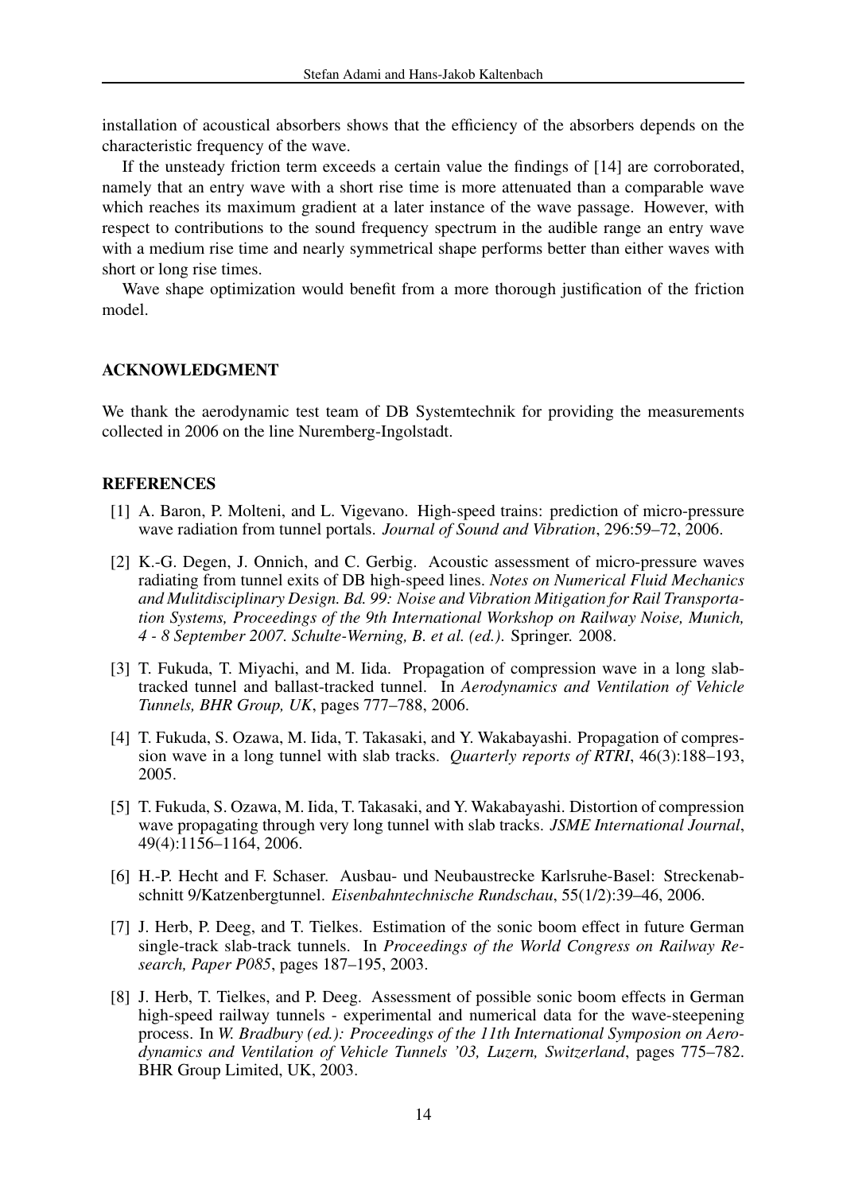installation of acoustical absorbers shows that the efficiency of the absorbers depends on the characteristic frequency of the wave.

If the unsteady friction term exceeds a certain value the findings of [14] are corroborated, namely that an entry wave with a short rise time is more attenuated than a comparable wave which reaches its maximum gradient at a later instance of the wave passage. However, with respect to contributions to the sound frequency spectrum in the audible range an entry wave with a medium rise time and nearly symmetrical shape performs better than either waves with short or long rise times.

Wave shape optimization would benefit from a more thorough justification of the friction model.

## ACKNOWLEDGMENT

We thank the aerodynamic test team of DB Systemtechnik for providing the measurements collected in 2006 on the line Nuremberg-Ingolstadt.

## REFERENCES

[1] A. Baron, P. Molteni, and L. Vigevano. High-speed trains: prediction of micro-pressure wave radiation from tunnel portals. *Journal of Sound and Vibration*, 296:59–72, 2006.

[2] K.-G. Degen, J. Onnich, and C. Gerbig. Acoustic assessment of micro-pressure waves radiating from tunnel exits of DB high-speed lines. *Notes on Numerical Fluid Mechanics and Mulitdisciplinary Design. Bd. 99: Noise and Vibration Mitigation for Rail Transportation Systems, Proceedings of the 9th International Workshop on Railway Noise, Munich, 4 - 8 September 2007. Schulte-Werning, B. et al. (ed.).* Springer. 2008.

[3] T. Fukuda, T. Miyachi, and M. Iida. Propagation of compression wave in a long slab-tracked tunnel and ballast-tracked tunnel. In *Aerodynamics and Ventilation of Vehicle Tunnels, BHR Group, UK*, pages 777–788, 2006.

[4] T. Fukuda, S. Ozawa, M. Iida, T. Takasaki, and Y. Wakabayashi. Propagation of compression wave in a long tunnel with slab tracks. *Quarterly reports of RTRI*, 46(3):188–193, 2005.

[5] T. Fukuda, S. Ozawa, M. Iida, T. Takasaki, and Y. Wakabayashi. Distortion of compression wave propagating through very long tunnel with slab tracks. *JSME International Journal*, 49(4):1156–1164, 2006.

[6] H.-P. Hecht and F. Schaser. Ausbau- und Neubaustrecke Karlsruhe-Basel: Streckenabschnitt 9/Katzenbergtunnel. *Eisenbahntechnische Rundschau*, 55(1/2):39–46, 2006.

[7] J. Herb, P. Deeg, and T. Tielkes. Estimation of the sonic boom effect in future German single-track slab-track tunnels. In *Proceedings of the World Congress on Railway Research, Paper P085*, pages 187–195, 2003.

[8] J. Herb, T. Tielkes, and P. Deeg. Assessment of possible sonic boom effects in German high-speed railway tunnels - experimental and numerical data for the wave-steepening process. In *W. Bradbury (ed.): Proceedings of the 11th International Symposion on Aerodynamics and Ventilation of Vehicle Tunnels '03, Luzern, Switzerland*, pages 775–782. BHR Group Limited, UK, 2003.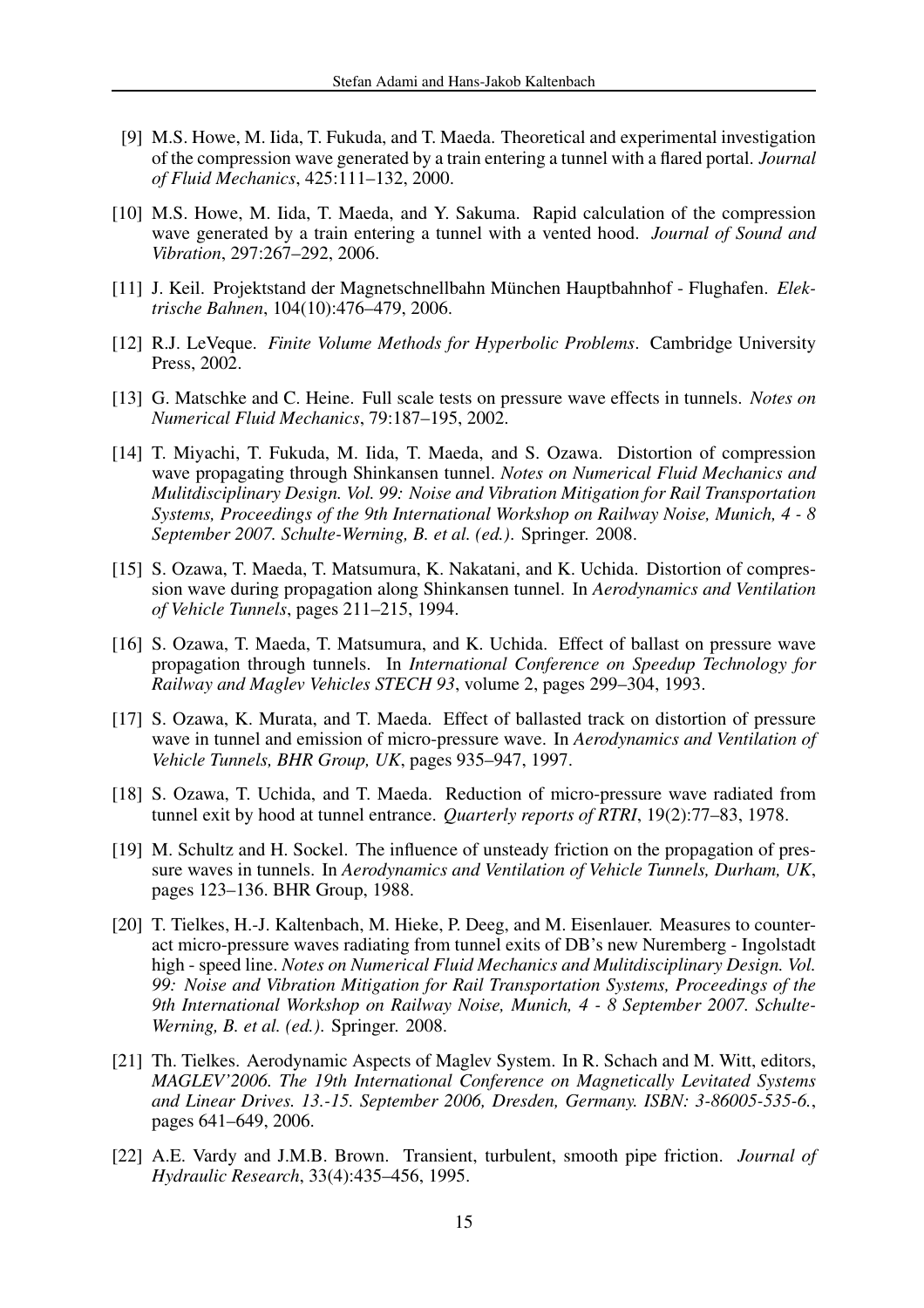[9] M.S. Howe, M. Iida, T. Fukuda, and T. Maeda. Theoretical and experimental investigation of the compression wave generated by a train entering a tunnel with a flared portal. *Journal of Fluid Mechanics*, 425:111–132, 2000.

[10] M.S. Howe, M. Iida, T. Maeda, and Y. Sakuma. Rapid calculation of the compression wave generated by a train entering a tunnel with a vented hood. *Journal of Sound and Vibration*, 297:267–292, 2006.

[11] J. Keil. Projektstand der Magnetschnellbahn München Hauptbahnhof - Flughafen. *Elektrische Bahnen*, 104(10):476–479, 2006.

[12] R.J. LeVeque. *Finite Volume Methods for Hyperbolic Problems*. Cambridge University Press, 2002.

[13] G. Matschke and C. Heine. Full scale tests on pressure wave effects in tunnels. *Notes on Numerical Fluid Mechanics*, 79:187–195, 2002.

[14] T. Miyachi, T. Fukuda, M. Iida, T. Maeda, and S. Ozawa. Distortion of compression wave propagating through Shinkansen tunnel. *Notes on Numerical Fluid Mechanics and Mulitdisciplinary Design. Vol. 99: Noise and Vibration Mitigation for Rail Transportation Systems, Proceedings of the 9th International Workshop on Railway Noise, Munich, 4 - 8 September 2007. Schulte-Werning, B. et al. (ed.)*. Springer. 2008.

[15] S. Ozawa, T. Maeda, T. Matsumura, K. Nakatani, and K. Uchida. Distortion of compression wave during propagation along Shinkansen tunnel. In *Aerodynamics and Ventilation of Vehicle Tunnels*, pages 211–215, 1994.

[16] S. Ozawa, T. Maeda, T. Matsumura, and K. Uchida. Effect of ballast on pressure wave propagation through tunnels. In *International Conference on Speedup Technology for Railway and Maglev Vehicles STECH 93*, volume 2, pages 299–304, 1993.

[17] S. Ozawa, K. Murata, and T. Maeda. Effect of ballasted track on distortion of pressure wave in tunnel and emission of micro-pressure wave. In *Aerodynamics and Ventilation of Vehicle Tunnels, BHR Group, UK*, pages 935–947, 1997.

[18] S. Ozawa, T. Uchida, and T. Maeda. Reduction of micro-pressure wave radiated from tunnel exit by hood at tunnel entrance. *Quarterly reports of RTRI*, 19(2):77–83, 1978.

[19] M. Schultz and H. Sockel. The influence of unsteady friction on the propagation of pressure waves in tunnels. In *Aerodynamics and Ventilation of Vehicle Tunnels, Durham, UK*, pages 123–136. BHR Group, 1988.

[20] T. Tielkes, H.-J. Kaltenbach, M. Hieke, P. Deeg, and M. Eisenlauer. Measures to counteract micro-pressure waves radiating from tunnel exits of DB's new Nuremberg - Ingolstadt high - speed line. *Notes on Numerical Fluid Mechanics and Mulitdisciplinary Design. Vol. 99: Noise and Vibration Mitigation for Rail Transportation Systems, Proceedings of the 9th International Workshop on Railway Noise, Munich, 4 - 8 September 2007. Schulte-Werning, B. et al. (ed.)*. Springer. 2008.

[21] Th. Tielkes. Aerodynamic Aspects of Maglev System. In R. Schach and M. Witt, editors, *MAGLEV'2006. The 19th International Conference on Magnetically Levitated Systems and Linear Drives. 13.-15. September 2006, Dresden, Germany. ISBN: 3-86005-535-6.*, pages 641–649, 2006.

[22] A.E. Vardy and J.M.B. Brown. Transient, turbulent, smooth pipe friction. *Journal of Hydraulic Research*, 33(4):435–456, 1995.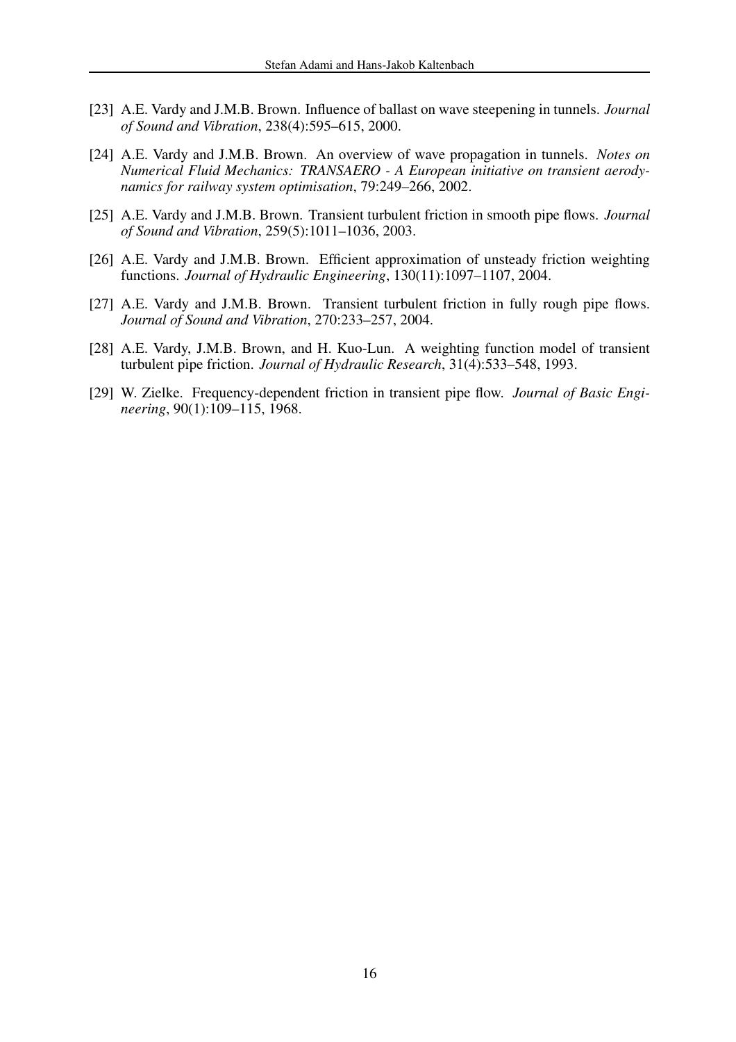[23] A.E. Vardy and J.M.B. Brown. Influence of ballast on wave steepening in tunnels. *Journal of Sound and Vibration*, 238(4):595–615, 2000.

[24] A.E. Vardy and J.M.B. Brown. An overview of wave propagation in tunnels. *Notes on Numerical Fluid Mechanics: TRANSAERO - A European initiative on transient aerodynamics for railway system optimisation*, 79:249–266, 2002.

[25] A.E. Vardy and J.M.B. Brown. Transient turbulent friction in smooth pipe flows. *Journal of Sound and Vibration*, 259(5):1011–1036, 2003.

[26] A.E. Vardy and J.M.B. Brown. Efficient approximation of unsteady friction weighting functions. *Journal of Hydraulic Engineering*, 130(11):1097–1107, 2004.

[27] A.E. Vardy and J.M.B. Brown. Transient turbulent friction in fully rough pipe flows. *Journal of Sound and Vibration*, 270:233–257, 2004.

[28] A.E. Vardy, J.M.B. Brown, and H. Kuo-Lun. A weighting function model of transient turbulent pipe friction. *Journal of Hydraulic Research*, 31(4):533–548, 1993.

[29] W. Zielke. Frequency-dependent friction in transient pipe flow. *Journal of Basic Engineering*, 90(1):109–115, 1968.